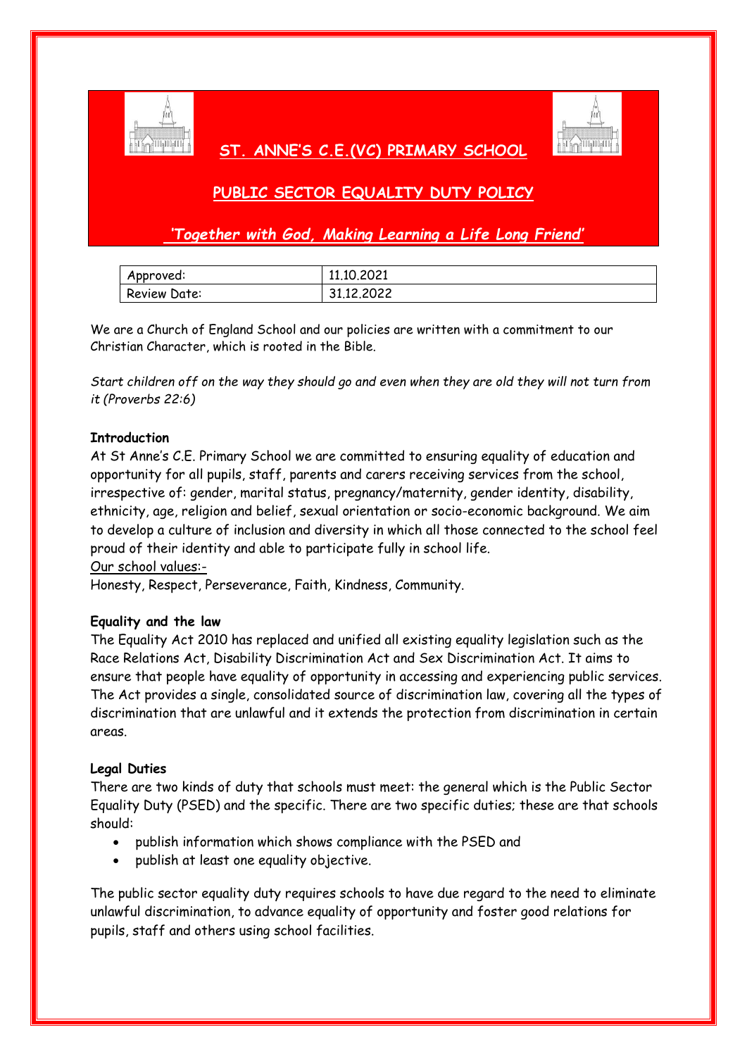# ST. ANNE'S C.E.(VC) PRIMARY SCHOOL

## PUBLIC SECTOR EQUALITY DUTY POLICY

*'Together with God, Making Learning a Life Long Friend'*

| Approved: | 11.10.2021 |
|---|---|
| Review Date: | 31.12.2022 |

We are a Church of England School and our policies are written with a commitment to our Christian Character, which is rooted in the Bible.

*Start children off on the way they should go and even when they are old they will not turn from it (Proverbs 22:6)*

**Introduction**

At St Anne's C.E. Primary School we are committed to ensuring equality of education and opportunity for all pupils, staff, parents and carers receiving services from the school, irrespective of: gender, marital status, pregnancy/maternity, gender identity, disability, ethnicity, age, religion and belief, sexual orientation or socio-economic background. We aim to develop a culture of inclusion and diversity in which all those connected to the school feel proud of their identity and able to participate fully in school life.

Our school values:-

Honesty, Respect, Perseverance, Faith, Kindness, Community.

**Equality and the law**

The Equality Act 2010 has replaced and unified all existing equality legislation such as the Race Relations Act, Disability Discrimination Act and Sex Discrimination Act. It aims to ensure that people have equality of opportunity in accessing and experiencing public services. The Act provides a single, consolidated source of discrimination law, covering all the types of discrimination that are unlawful and it extends the protection from discrimination in certain areas.

**Legal Duties**

There are two kinds of duty that schools must meet: the general which is the Public Sector Equality Duty (PSED) and the specific. There are two specific duties; these are that schools should:

- publish information which shows compliance with the PSED and
- publish at least one equality objective.

The public sector equality duty requires schools to have due regard to the need to eliminate unlawful discrimination, to advance equality of opportunity and foster good relations for pupils, staff and others using school facilities.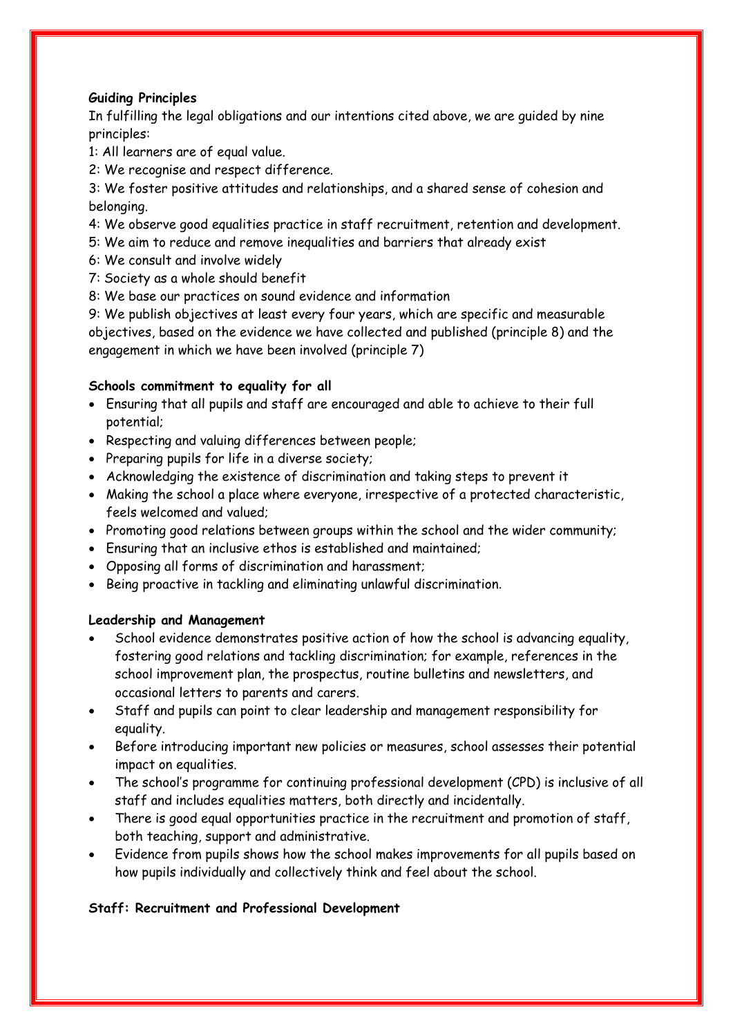**Guiding Principles**

In fulfilling the legal obligations and our intentions cited above, we are guided by nine principles:

1: All learners are of equal value.

2: We recognise and respect difference.

3: We foster positive attitudes and relationships, and a shared sense of cohesion and belonging.

4: We observe good equalities practice in staff recruitment, retention and development.

5: We aim to reduce and remove inequalities and barriers that already exist

6: We consult and involve widely

7: Society as a whole should benefit

8: We base our practices on sound evidence and information

9: We publish objectives at least every four years, which are specific and measurable objectives, based on the evidence we have collected and published (principle 8) and the engagement in which we have been involved (principle 7)

**Schools commitment to equality for all**

- Ensuring that all pupils and staff are encouraged and able to achieve to their full potential;
- Respecting and valuing differences between people;
- Preparing pupils for life in a diverse society;
- Acknowledging the existence of discrimination and taking steps to prevent it
- Making the school a place where everyone, irrespective of a protected characteristic, feels welcomed and valued;
- Promoting good relations between groups within the school and the wider community;
- Ensuring that an inclusive ethos is established and maintained;
- Opposing all forms of discrimination and harassment;
- Being proactive in tackling and eliminating unlawful discrimination.

**Leadership and Management**

- School evidence demonstrates positive action of how the school is advancing equality, fostering good relations and tackling discrimination; for example, references in the school improvement plan, the prospectus, routine bulletins and newsletters, and occasional letters to parents and carers.
- Staff and pupils can point to clear leadership and management responsibility for equality.
- Before introducing important new policies or measures, school assesses their potential impact on equalities.
- The school's programme for continuing professional development (CPD) is inclusive of all staff and includes equalities matters, both directly and incidentally.
- There is good equal opportunities practice in the recruitment and promotion of staff, both teaching, support and administrative.
- Evidence from pupils shows how the school makes improvements for all pupils based on how pupils individually and collectively think and feel about the school.

**Staff: Recruitment and Professional Development**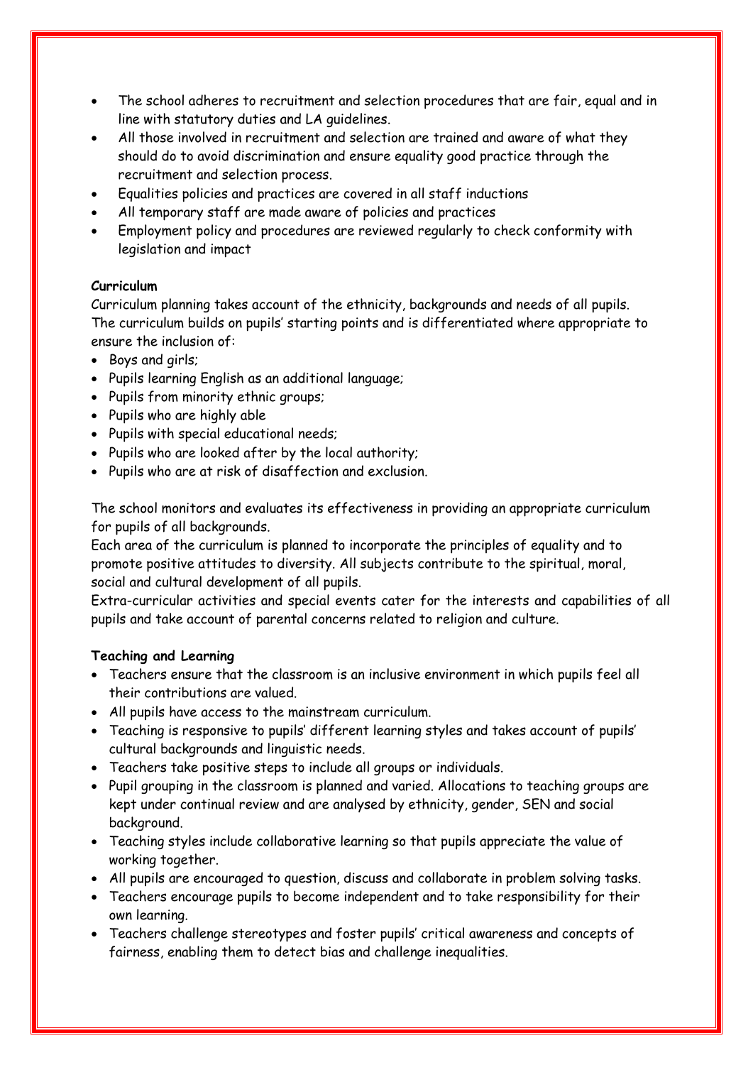- The school adheres to recruitment and selection procedures that are fair, equal and in line with statutory duties and LA guidelines.
- All those involved in recruitment and selection are trained and aware of what they should do to avoid discrimination and ensure equality good practice through the recruitment and selection process.
- Equalities policies and practices are covered in all staff inductions
- All temporary staff are made aware of policies and practices
- Employment policy and procedures are reviewed regularly to check conformity with legislation and impact

**Curriculum**

Curriculum planning takes account of the ethnicity, backgrounds and needs of all pupils. The curriculum builds on pupils' starting points and is differentiated where appropriate to ensure the inclusion of:

- Boys and girls;
- Pupils learning English as an additional language;
- Pupils from minority ethnic groups;
- Pupils who are highly able
- Pupils with special educational needs;
- Pupils who are looked after by the local authority;
- Pupils who are at risk of disaffection and exclusion.

The school monitors and evaluates its effectiveness in providing an appropriate curriculum for pupils of all backgrounds.

Each area of the curriculum is planned to incorporate the principles of equality and to promote positive attitudes to diversity. All subjects contribute to the spiritual, moral, social and cultural development of all pupils.

Extra-curricular activities and special events cater for the interests and capabilities of all pupils and take account of parental concerns related to religion and culture.

**Teaching and Learning**

- Teachers ensure that the classroom is an inclusive environment in which pupils feel all their contributions are valued.
- All pupils have access to the mainstream curriculum.
- Teaching is responsive to pupils' different learning styles and takes account of pupils' cultural backgrounds and linguistic needs.
- Teachers take positive steps to include all groups or individuals.
- Pupil grouping in the classroom is planned and varied. Allocations to teaching groups are kept under continual review and are analysed by ethnicity, gender, SEN and social background.
- Teaching styles include collaborative learning so that pupils appreciate the value of working together.
- All pupils are encouraged to question, discuss and collaborate in problem solving tasks.
- Teachers encourage pupils to become independent and to take responsibility for their own learning.
- Teachers challenge stereotypes and foster pupils' critical awareness and concepts of fairness, enabling them to detect bias and challenge inequalities.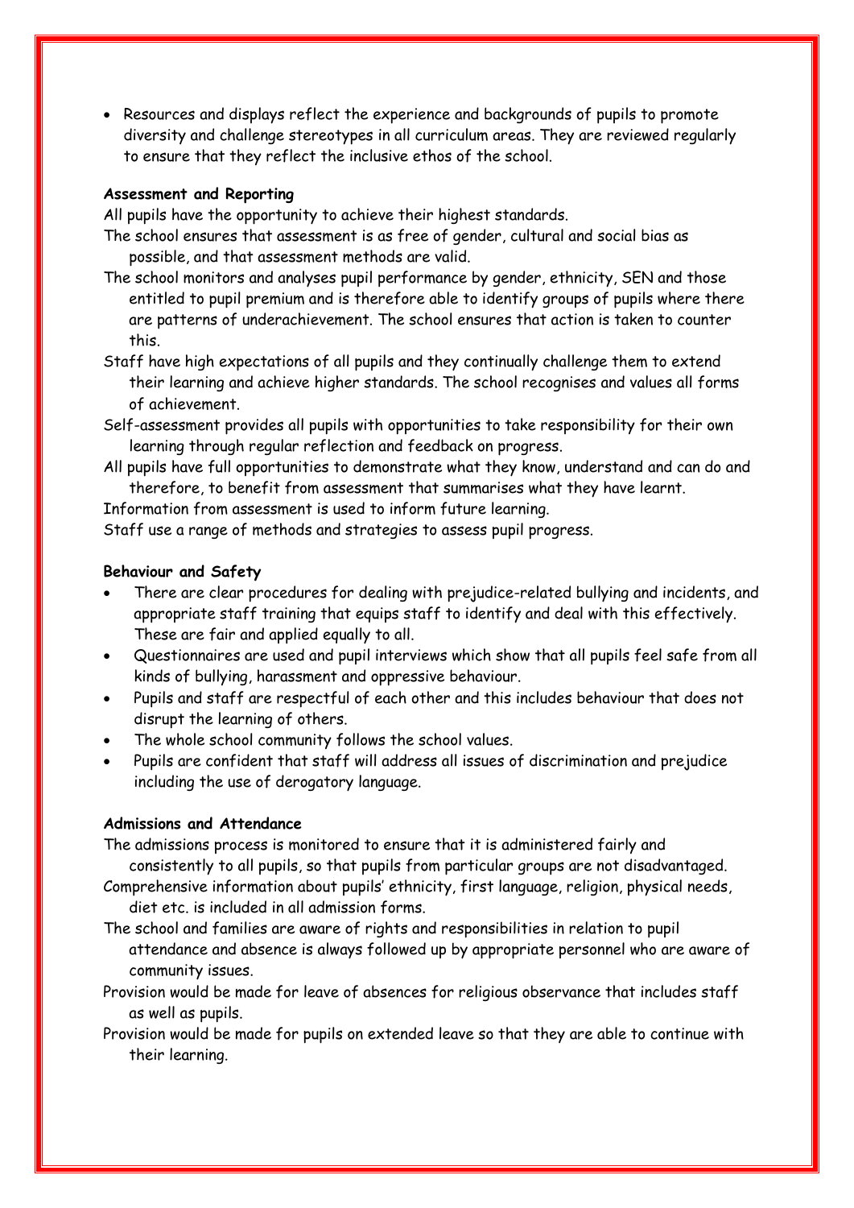- Resources and displays reflect the experience and backgrounds of pupils to promote diversity and challenge stereotypes in all curriculum areas. They are reviewed regularly to ensure that they reflect the inclusive ethos of the school.

**Assessment and Reporting**

All pupils have the opportunity to achieve their highest standards.

The school ensures that assessment is as free of gender, cultural and social bias as possible, and that assessment methods are valid.

The school monitors and analyses pupil performance by gender, ethnicity, SEN and those entitled to pupil premium and is therefore able to identify groups of pupils where there are patterns of underachievement. The school ensures that action is taken to counter this.

Staff have high expectations of all pupils and they continually challenge them to extend their learning and achieve higher standards. The school recognises and values all forms of achievement.

Self-assessment provides all pupils with opportunities to take responsibility for their own learning through regular reflection and feedback on progress.

All pupils have full opportunities to demonstrate what they know, understand and can do and therefore, to benefit from assessment that summarises what they have learnt.

Information from assessment is used to inform future learning.

Staff use a range of methods and strategies to assess pupil progress.

**Behaviour and Safety**

- There are clear procedures for dealing with prejudice-related bullying and incidents, and appropriate staff training that equips staff to identify and deal with this effectively. These are fair and applied equally to all.
- Questionnaires are used and pupil interviews which show that all pupils feel safe from all kinds of bullying, harassment and oppressive behaviour.
- Pupils and staff are respectful of each other and this includes behaviour that does not disrupt the learning of others.
- The whole school community follows the school values.
- Pupils are confident that staff will address all issues of discrimination and prejudice including the use of derogatory language.

**Admissions and Attendance**

The admissions process is monitored to ensure that it is administered fairly and consistently to all pupils, so that pupils from particular groups are not disadvantaged.

Comprehensive information about pupils' ethnicity, first language, religion, physical needs, diet etc. is included in all admission forms.

The school and families are aware of rights and responsibilities in relation to pupil attendance and absence is always followed up by appropriate personnel who are aware of community issues.

Provision would be made for leave of absences for religious observance that includes staff as well as pupils.

Provision would be made for pupils on extended leave so that they are able to continue with their learning.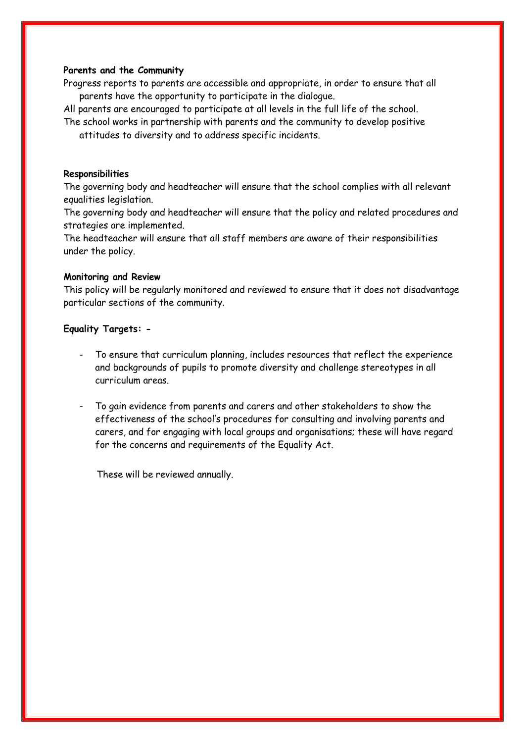**Parents and the Community**

Progress reports to parents are accessible and appropriate, in order to ensure that all parents have the opportunity to participate in the dialogue.

All parents are encouraged to participate at all levels in the full life of the school.

The school works in partnership with parents and the community to develop positive attitudes to diversity and to address specific incidents.

**Responsibilities**

The governing body and headteacher will ensure that the school complies with all relevant equalities legislation.

The governing body and headteacher will ensure that the policy and related procedures and strategies are implemented.

The headteacher will ensure that all staff members are aware of their responsibilities under the policy.

**Monitoring and Review**

This policy will be regularly monitored and reviewed to ensure that it does not disadvantage particular sections of the community.

**Equality Targets: -**

- To ensure that curriculum planning, includes resources that reflect the experience and backgrounds of pupils to promote diversity and challenge stereotypes in all curriculum areas.

- To gain evidence from parents and carers and other stakeholders to show the effectiveness of the school's procedures for consulting and involving parents and carers, and for engaging with local groups and organisations; these will have regard for the concerns and requirements of the Equality Act.

These will be reviewed annually.